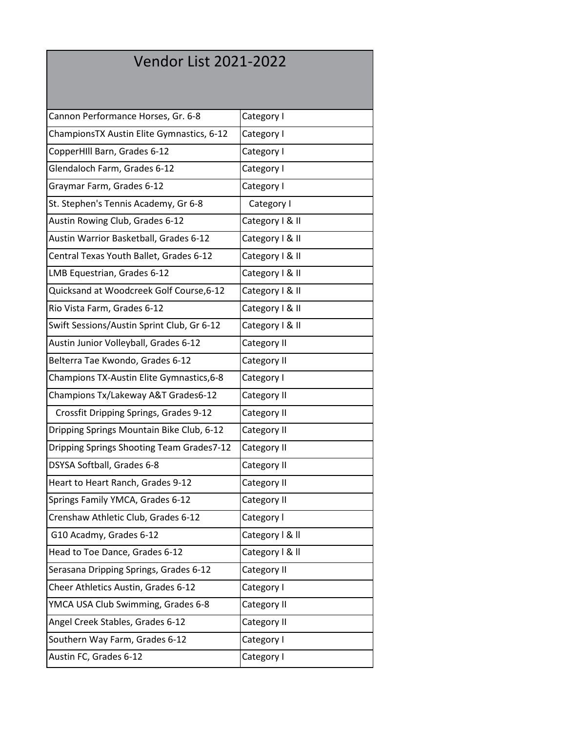# Vendor List 2021-2022

| Vendor | Category |
|---|---|
| Cannon Performance Horses, Gr. 6-8 | Category I |
| ChampionsTX Austin Elite Gymnastics, 6-12 | Category I |
| CopperHIll Barn, Grades 6-12 | Category I |
| Glendaloch Farm, Grades 6-12 | Category I |
| Graymar Farm, Grades 6-12 | Category I |
| St. Stephen's Tennis Academy, Gr 6-8 | Category I |
| Austin Rowing Club, Grades 6-12 | Category I & II |
| Austin Warrior Basketball, Grades 6-12 | Category I & II |
| Central Texas Youth Ballet, Grades 6-12 | Category I & II |
| LMB Equestrian, Grades 6-12 | Category I & II |
| Quicksand at Woodcreek Golf Course,6-12 | Category I & II |
| Rio Vista Farm, Grades 6-12 | Category I & II |
| Swift Sessions/Austin Sprint Club, Gr 6-12 | Category I & II |
| Austin Junior Volleyball, Grades 6-12 | Category II |
| Belterra Tae Kwondo, Grades 6-12 | Category II |
| Champions TX-Austin Elite Gymnastics,6-8 | Category I |
| Champions Tx/Lakeway A&T Grades6-12 | Category II |
| Crossfit Dripping Springs, Grades 9-12 | Category II |
| Dripping Springs Mountain Bike Club, 6-12 | Category II |
| Dripping Springs Shooting Team Grades7-12 | Category II |
| DSYSA Softball, Grades 6-8 | Category II |
| Heart to Heart Ranch, Grades 9-12 | Category II |
| Springs Family YMCA, Grades 6-12 | Category II |
| Crenshaw Athletic Club, Grades 6-12 | Category l |
| G10 Acadmy, Grades 6-12 | Category l & ll |
| Head to Toe Dance, Grades 6-12 | Category l & ll |
| Serasana Dripping Springs, Grades 6-12 | Category II |
| Cheer Athletics Austin, Grades 6-12 | Category I |
| YMCA USA Club Swimming, Grades 6-8 | Category II |
| Angel Creek Stables, Grades 6-12 | Category II |
| Southern Way Farm, Grades 6-12 | Category I |
| Austin FC, Grades 6-12 | Category I |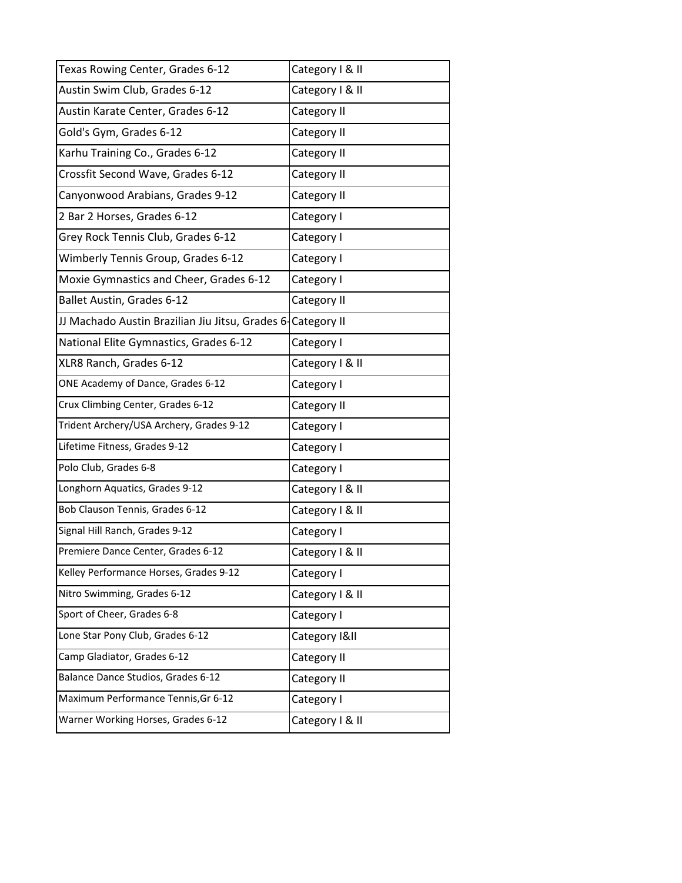| | |
|---|---|
| Texas Rowing Center, Grades 6-12 | Category I & II |
| Austin Swim Club, Grades 6-12 | Category I & II |
| Austin Karate Center, Grades 6-12 | Category II |
| Gold's Gym, Grades 6-12 | Category II |
| Karhu Training Co., Grades 6-12 | Category II |
| Crossfit Second Wave, Grades 6-12 | Category II |
| Canyonwood Arabians, Grades 9-12 | Category II |
| 2 Bar 2 Horses, Grades 6-12 | Category I |
| Grey Rock Tennis Club, Grades 6-12 | Category I |
| Wimberly Tennis Group, Grades 6-12 | Category I |
| Moxie Gymnastics and Cheer, Grades 6-12 | Category I |
| Ballet Austin, Grades 6-12 | Category II |
| JJ Machado Austin Brazilian Jiu Jitsu, Grades 6- | Category II |
| National Elite Gymnastics, Grades 6-12 | Category I |
| XLR8 Ranch, Grades 6-12 | Category I & II |
| ONE Academy of Dance, Grades 6-12 | Category I |
| Crux Climbing Center, Grades 6-12 | Category II |
| Trident Archery/USA Archery, Grades 9-12 | Category I |
| Lifetime Fitness, Grades 9-12 | Category I |
| Polo Club, Grades 6-8 | Category I |
| Longhorn Aquatics, Grades 9-12 | Category I & II |
| Bob Clauson Tennis, Grades 6-12 | Category I & II |
| Signal Hill Ranch, Grades 9-12 | Category I |
| Premiere Dance Center, Grades 6-12 | Category I & II |
| Kelley Performance Horses, Grades 9-12 | Category I |
| Nitro Swimming, Grades 6-12 | Category I & II |
| Sport of Cheer, Grades 6-8 | Category I |
| Lone Star Pony Club, Grades 6-12 | Category I&II |
| Camp Gladiator, Grades 6-12 | Category II |
| Balance Dance Studios, Grades 6-12 | Category II |
| Maximum Performance Tennis,Gr 6-12 | Category I |
| Warner Working Horses, Grades 6-12 | Category I & II |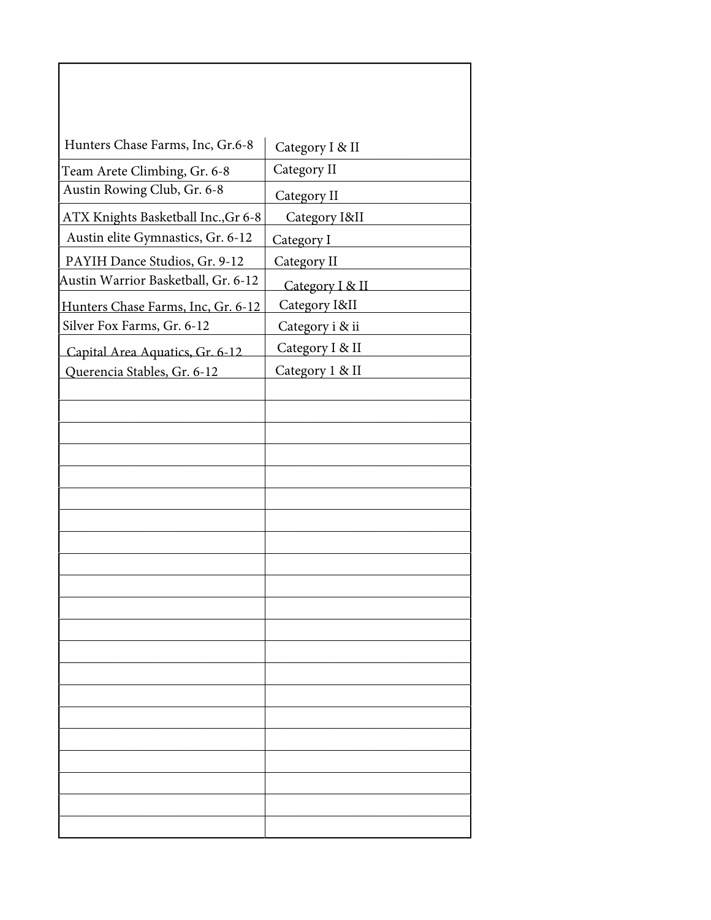| | |
|---|---|
| Hunters Chase Farms, Inc, Gr.6-8 | Category I & II |
| Team Arete Climbing, Gr. 6-8 | Category II |
| Austin Rowing Club, Gr. 6-8 | Category II |
| ATX Knights Basketball Inc.,Gr 6-8 | Category I&II |
| Austin elite Gymnastics, Gr. 6-12 | Category I |
| PAYIH Dance Studios, Gr. 9-12 | Category II |
| Austin Warrior Basketball, Gr. 6-12 | Category I & II |
| Hunters Chase Farms, Inc, Gr. 6-12 | Category I&II |
| Silver Fox Farms, Gr. 6-12 | Category i & ii |
| Capital Area Aquatics, Gr. 6-12 | Category I & II |
| Querencia Stables, Gr. 6-12 | Category 1 & II |
| | |
| | |
| | |
| | |
| | |
| | |
| | |
| | |
| | |
| | |
| | |
| | |
| | |
| | |
| | |
| | |
| | |
| | |
| | |
| | |
| | |